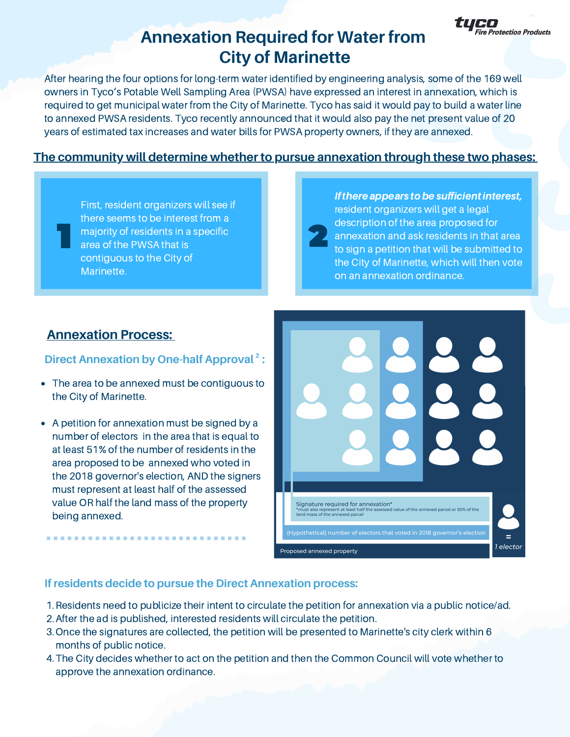# Annexation Required for Water from City of Marinette

tyco Fire Protection Products

After hearing the four options for long-term water identified by engineering analysis, some of the 169 well owners in Tyco's Potable Well Sampling Area (PWSA) have expressed an interest in annexation, which is required to get municipal water from the City of Marinette. Tyco has said it would pay to build a water line to annexed PWSA residents. Tyco recently announced that it would also pay the net present value of 20 years of estimated tax increases and water bills for PWSA property owners, if they are annexed.

## The community will determine whether to pursue annexation through these two phases:

**1** First, resident organizers will see if there seems to be interest from a majority of residents in a specific area of the PWSA that is contiguous to the City of Marinette.

**2** ***If there appears to be sufficient interest,*** resident organizers will get a legal description of the area proposed for annexation and ask residents in that area to sign a petition that will be submitted to the City of Marinette, which will then vote on an annexation ordinance.

## Annexation Process:

### Direct Annexation by One-half Approval[2]:

- The area to be annexed must be contiguous to the City of Marinette.
- A petition for annexation must be signed by a number of electors in the area that is equal to at least 51% of the number of residents in the area proposed to be annexed who voted in the 2018 governor's election, AND the signers must represent at least half of the assessed value OR half the land mass of the property being annexed.

Signature required for annexation*
*must also represent at least half the assessed value of the annexed parcel or 50% of the land mass of the annexed parcel

(Hypothetical) number of electors that voted in 2018 governor's election

Proposed annexed property

= 1 elector

### If residents decide to pursue the Direct Annexation process:

1. Residents need to publicize their intent to circulate the petition for annexation via a public notice/ad.
2. After the ad is published, interested residents will circulate the petition.
3. Once the signatures are collected, the petition will be presented to Marinette's city clerk within 6 months of public notice.
4. The City decides whether to act on the petition and then the Common Council will vote whether to approve the annexation ordinance.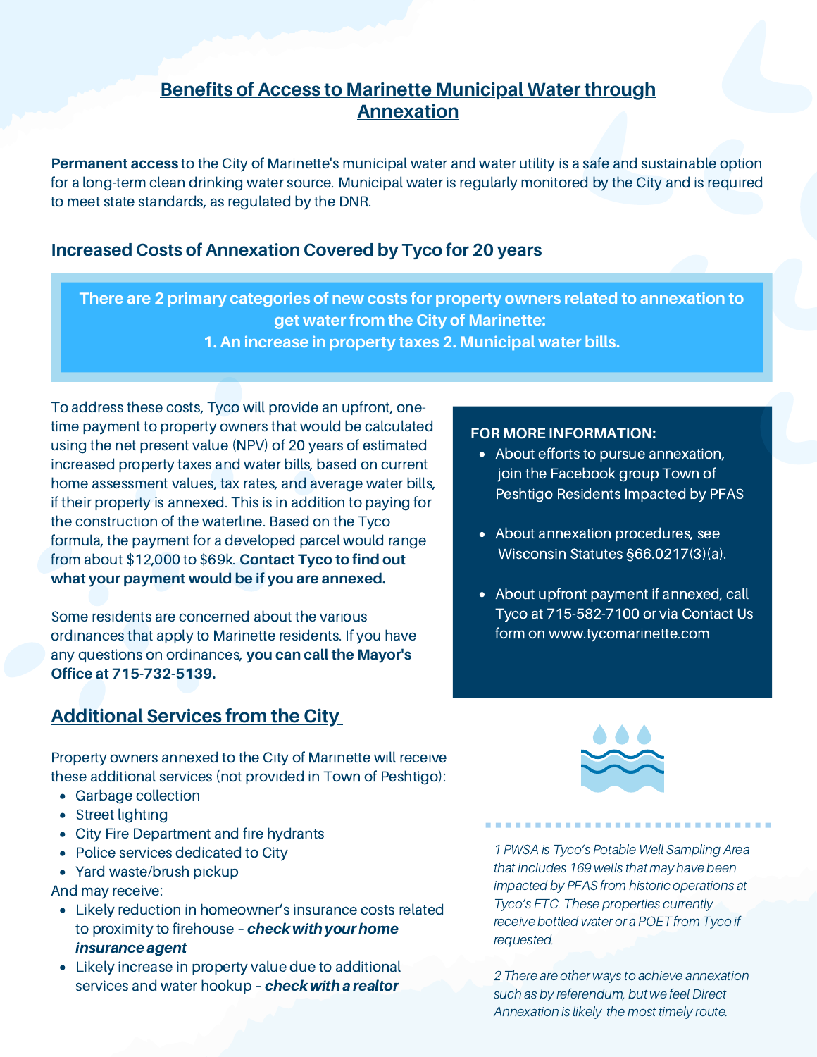# Benefits of Access to Marinette Municipal Water through Annexation

**Permanent access** to the City of Marinette's municipal water and water utility is a safe and sustainable option for a long-term clean drinking water source. Municipal water is regularly monitored by the City and is required to meet state standards, as regulated by the DNR.

## Increased Costs of Annexation Covered by Tyco for 20 years

**There are 2 primary categories of new costs for property owners related to annexation to get water from the City of Marinette:**
**1. An increase in property taxes 2. Municipal water bills.**

To address these costs, Tyco will provide an upfront, one-time payment to property owners that would be calculated using the net present value (NPV) of 20 years of estimated increased property taxes and water bills, based on current home assessment values, tax rates, and average water bills, if their property is annexed. This is in addition to paying for the construction of the waterline. Based on the Tyco formula, the payment for a developed parcel would range from about $12,000 to $69k. **Contact Tyco to find out what your payment would be if you are annexed.**

Some residents are concerned about the various ordinances that apply to Marinette residents. If you have any questions on ordinances, **you can call the Mayor's Office at 715-732-5139.**

**FOR MORE INFORMATION:**

- About efforts to pursue annexation, join the Facebook group Town of Peshtigo Residents Impacted by PFAS
- About annexation procedures, see Wisconsin Statutes §66.0217(3)(a).
- About upfront payment if annexed, call Tyco at 715-582-7100 or via Contact Us form on www.tycomarinette.com

## Additional Services from the City

Property owners annexed to the City of Marinette will receive these additional services (not provided in Town of Peshtigo):

- Garbage collection
- Street lighting
- City Fire Department and fire hydrants
- Police services dedicated to City
- Yard waste/brush pickup

And may receive:

- Likely reduction in homeowner's insurance costs related to proximity to firehouse - ***check with your home insurance agent***
- Likely increase in property value due to additional services and water hookup - ***check with a realtor***

*1 PWSA is Tyco's Potable Well Sampling Area that includes 169 wells that may have been impacted by PFAS from historic operations at Tyco's FTC. These properties currently receive bottled water or a POET from Tyco if requested.*

*2 There are other ways to achieve annexation such as by referendum, but we feel Direct Annexation is likely the most timely route.*